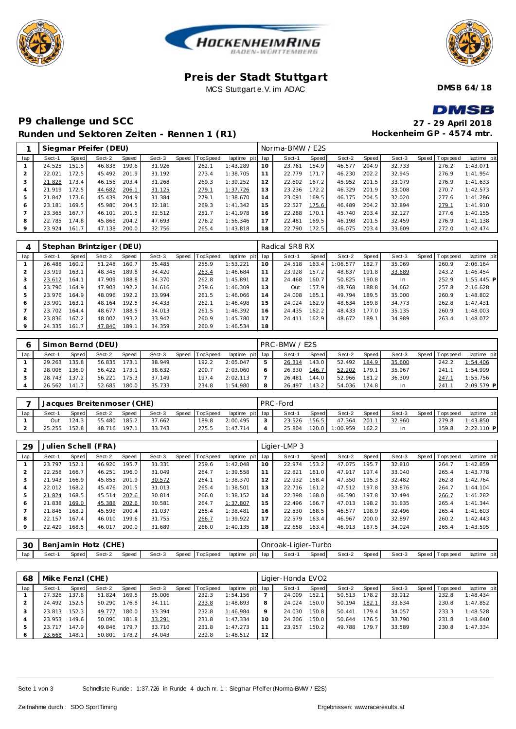# Preis der Stadt Stuttgart

MCS Stuttgart e.V. im ADAC

**DMSB 64/18**

## P9 challenge und SCC

**Runden und Sektoren Zeiten - Rennen 1 (R1)**

**27 - 29 April 2018**

**Hockenheim GP - 4574 mtr.**

| 1 | Siegmar Pfeifer (DEU) | | | | | | | | Norma-BMW / E2S | | | | | | | | |
|---|---|---|---|---|---|---|---|---|---|---|---|---|---|---|---|---|---|
| lap | Sect-1 | Speed | Sect-2 | Speed | Sect-3 | Speed | TopSpeed | laptime pit | lap | Sect-1 | Speed | Sect-2 | Speed | Sect-3 | Speed | Topspeed | laptime pit |
| 1 | 24.525 | 151.5 | 46.838 | 199.6 | 31.926 | | 262.1 | 1:43.289 | 10 | 23.761 | 154.9 | 46.577 | 204.9 | 32.733 | | 276.2 | 1:43.071 |
| 2 | 22.021 | 172.5 | 45.492 | 201.9 | 31.192 | | 273.4 | 1:38.705 | 11 | 22.779 | 171.7 | 46.230 | 202.2 | 32.945 | | 276.9 | 1:41.954 |
| 3 | 21.828 | 173.4 | 46.156 | 203.4 | 31.268 | | 269.3 | 1:39.252 | 12 | 22.602 | 167.2 | 45.952 | 201.5 | 33.079 | | 276.9 | 1:41.633 |
| 4 | 21.919 | 172.5 | 44.682 | 206.1 | 31.125 | | 279.1 | 1:37.726 | 13 | 23.236 | 172.2 | 46.329 | 201.9 | 33.008 | | 270.7 | 1:42.573 |
| 5 | 21.847 | 173.6 | 45.439 | 204.9 | 31.384 | | 279.1 | 1:38.670 | 14 | 23.091 | 169.5 | 46.175 | 204.5 | 32.020 | | 277.6 | 1:41.286 |
| 6 | 23.181 | 169.5 | 45.980 | 204.5 | 32.181 | | 269.3 | 1:41.342 | 15 | 22.527 | 175.6 | 46.489 | 204.2 | 32.894 | | 279.1 | 1:41.910 |
| 7 | 23.365 | 167.7 | 46.101 | 201.5 | 32.512 | | 251.7 | 1:41.978 | 16 | 22.288 | 170.1 | 45.740 | 203.4 | 32.127 | | 277.6 | 1:40.155 |
| 8 | 22.785 | 174.8 | 45.868 | 204.2 | 47.693 | | 276.2 | 1:56.346 | 17 | 22.481 | 169.5 | 46.198 | 201.5 | 32.459 | | 276.9 | 1:41.138 |
| 9 | 23.924 | 161.7 | 47.138 | 200.0 | 32.756 | | 265.4 | 1:43.818 | 18 | 22.790 | 172.5 | 46.075 | 203.4 | 33.609 | | 272.0 | 1:42.474 |

| 4 | Stephan Brintziger (DEU) | | | | | | | | Radical SR8 RX | | | | | | | | |
|---|---|---|---|---|---|---|---|---|---|---|---|---|---|---|---|---|---|
| lap | Sect-1 | Speed | Sect-2 | Speed | Sect-3 | Speed | TopSpeed | laptime pit | lap | Sect-1 | Speed | Sect-2 | Speed | Sect-3 | Speed | Topspeed | laptime pit |
| 1 | 26.488 | 160.2 | 51.248 | 160.7 | 35.485 | | 255.9 | 1:53.221 | 10 | 24.518 | 163.4 | 1:06.577 | 182.7 | 35.069 | | 260.9 | 2:06.164 |
| 2 | 23.919 | 163.1 | 48.345 | 189.8 | 34.420 | | 263.4 | 1:46.684 | 11 | 23.928 | 157.2 | 48.837 | 191.8 | 33.689 | | 243.2 | 1:46.454 |
| 3 | 23.612 | 164.1 | 47.909 | 188.8 | 34.370 | | 262.8 | 1:45.891 | 12 | 24.468 | 160.7 | 50.825 | 190.8 | In | | 252.9 | 1:55.445 P |
| 4 | 23.790 | 164.9 | 47.903 | 192.2 | 34.616 | | 259.6 | 1:46.309 | 13 | Out | 157.9 | 48.768 | 188.8 | 34.662 | | 257.8 | 2:16.628 |
| 5 | 23.976 | 164.9 | 48.096 | 192.2 | 33.994 | | 261.5 | 1:46.066 | 14 | 24.008 | 165.1 | 49.794 | 189.5 | 35.000 | | 260.9 | 1:48.802 |
| 6 | 23.901 | 163.1 | 48.164 | 192.5 | 34.433 | | 262.1 | 1:46.498 | 15 | 24.024 | 162.9 | 48.634 | 189.8 | 34.773 | | 262.8 | 1:47.431 |
| 7 | 23.702 | 164.4 | 48.677 | 188.5 | 34.013 | | 261.5 | 1:46.392 | 16 | 24.435 | 162.2 | 48.433 | 177.0 | 35.135 | | 260.9 | 1:48.003 |
| 8 | 23.836 | 167.2 | 48.002 | 193.2 | 33.942 | | 260.9 | 1:45.780 | 17 | 24.411 | 162.9 | 48.672 | 189.1 | 34.989 | | 263.4 | 1:48.072 |
| 9 | 24.335 | 161.7 | 47.840 | 189.1 | 34.359 | | 260.9 | 1:46.534 | 18 | | | | | | | | |

| 6 | Simon Bernd (DEU) | | | | | | | | PRC-BMW / E2S | | | | | | | | |
|---|---|---|---|---|---|---|---|---|---|---|---|---|---|---|---|---|---|
| lap | Sect-1 | Speed | Sect-2 | Speed | Sect-3 | Speed | TopSpeed | laptime pit | lap | Sect-1 | Speed | Sect-2 | Speed | Sect-3 | Speed | Topspeed | laptime pit |
| 1 | 29.263 | 135.8 | 56.835 | 173.1 | 38.949 | | 192.2 | 2:05.047 | 5 | 26.314 | 143.0 | 52.492 | 184.9 | 35.600 | | 242.2 | 1:54.406 |
| 2 | 28.006 | 136.0 | 56.422 | 173.1 | 38.632 | | 200.7 | 2:03.060 | 6 | 26.830 | 146.7 | 52.202 | 179.1 | 35.967 | | 241.1 | 1:54.999 |
| 3 | 28.743 | 137.2 | 56.221 | 175.3 | 37.149 | | 197.4 | 2:02.113 | 7 | 26.481 | 144.0 | 52.966 | 181.2 | 36.309 | | 247.1 | 1:55.756 |
| 4 | 26.562 | 141.7 | 52.685 | 180.0 | 35.733 | | 234.8 | 1:54.980 | 8 | 26.497 | 143.2 | 54.036 | 174.8 | In | | 241.1 | 2:09.579 P |

| 7 | Jacques Breitenmoser (CHE) | | | | | | | | PRC-Ford | | | | | | | | |
|---|---|---|---|---|---|---|---|---|---|---|---|---|---|---|---|---|---|
| lap | Sect-1 | Speed | Sect-2 | Speed | Sect-3 | Speed | TopSpeed | laptime pit | lap | Sect-1 | Speed | Sect-2 | Speed | Sect-3 | Speed | Topspeed | laptime pit |
| 1 | Out | 124.3 | 55.480 | 185.2 | 37.662 | | 189.8 | 2:00.495 | 3 | 23.526 | 156.5 | 47.364 | 201.1 | 32.960 | | 279.8 | 1:43.850 |
| 2 | 25.255 | 152.8 | 48.716 | 197.1 | 33.743 | | 275.5 | 1:47.714 | 4 | 25.804 | 120.0 | 1:00.959 | 162.2 | In | | 159.8 | 2:22.110 P |

| 29 | Julien Schell (FRA) | | | | | | | | Ligier-LMP 3 | | | | | | | | |
|---|---|---|---|---|---|---|---|---|---|---|---|---|---|---|---|---|---|
| lap | Sect-1 | Speed | Sect-2 | Speed | Sect-3 | Speed | TopSpeed | laptime pit | lap | Sect-1 | Speed | Sect-2 | Speed | Sect-3 | Speed | Topspeed | laptime pit |
| 1 | 23.797 | 152.1 | 46.920 | 195.7 | 31.331 | | 259.6 | 1:42.048 | 10 | 22.974 | 153.2 | 47.075 | 195.7 | 32.810 | | 264.7 | 1:42.859 |
| 2 | 22.258 | 166.7 | 46.251 | 196.0 | 31.049 | | 264.7 | 1:39.558 | 11 | 22.821 | 161.0 | 47.917 | 197.4 | 33.040 | | 265.4 | 1:43.778 |
| 3 | 21.943 | 166.9 | 45.855 | 201.9 | 30.572 | | 264.1 | 1:38.370 | 12 | 22.932 | 158.4 | 47.350 | 195.3 | 32.482 | | 262.8 | 1:42.764 |
| 4 | 22.012 | 168.2 | 45.476 | 201.5 | 31.013 | | 265.4 | 1:38.501 | 13 | 22.716 | 161.2 | 47.512 | 197.8 | 33.876 | | 264.7 | 1:44.104 |
| 5 | 21.824 | 168.5 | 45.514 | 202.6 | 30.814 | | 266.0 | 1:38.152 | 14 | 22.398 | 168.0 | 46.390 | 197.8 | 32.494 | | 266.7 | 1:41.282 |
| 6 | 21.838 | 169.0 | 45.388 | 202.6 | 30.581 | | 264.7 | 1:37.807 | 15 | 22.496 | 166.7 | 47.013 | 198.2 | 31.835 | | 265.4 | 1:41.344 |
| 7 | 21.846 | 168.2 | 45.598 | 200.4 | 31.037 | | 265.4 | 1:38.481 | 16 | 22.530 | 168.5 | 46.577 | 198.9 | 32.496 | | 265.4 | 1:41.603 |
| 8 | 22.157 | 167.4 | 46.010 | 199.6 | 31.755 | | 266.7 | 1:39.922 | 17 | 22.579 | 163.4 | 46.967 | 200.0 | 32.897 | | 260.2 | 1:42.443 |
| 9 | 22.429 | 168.5 | 46.017 | 200.0 | 31.689 | | 266.0 | 1:40.135 | 18 | 22.658 | 163.4 | 46.913 | 187.5 | 34.024 | | 265.4 | 1:43.595 |

| 30 | Benjamin Hotz (CHE) | | | | | | | | Onroak-Ligier-Turbo | | | | | | | | |
|---|---|---|---|---|---|---|---|---|---|---|---|---|---|---|---|---|---|
| lap | Sect-1 | Speed | Sect-2 | Speed | Sect-3 | Speed | TopSpeed | laptime pit | lap | Sect-1 | Speed | Sect-2 | Speed | Sect-3 | Speed | Topspeed | laptime pit |

| 68 | Mike Fenzl (CHE) | | | | | | | | Ligier-Honda EVO2 | | | | | | | | |
|---|---|---|---|---|---|---|---|---|---|---|---|---|---|---|---|---|---|
| lap | Sect-1 | Speed | Sect-2 | Speed | Sect-3 | Speed | TopSpeed | laptime pit | lap | Sect-1 | Speed | Sect-2 | Speed | Sect-3 | Speed | Topspeed | laptime pit |
| 1 | 27.326 | 137.8 | 51.824 | 169.5 | 35.006 | | 232.3 | 1:54.156 | 7 | 24.009 | 152.1 | 50.513 | 178.2 | 33.912 | | 232.8 | 1:48.434 |
| 2 | 24.492 | 152.5 | 50.290 | 176.8 | 34.111 | | 233.8 | 1:48.893 | 8 | 24.024 | 150.0 | 50.194 | 182.1 | 33.634 | | 230.8 | 1:47.852 |
| 3 | 23.813 | 152.3 | 49.777 | 180.0 | 33.394 | | 232.8 | 1:46.984 | 9 | 24.030 | 150.8 | 50.441 | 179.4 | 34.057 | | 233.3 | 1:48.528 |
| 4 | 23.953 | 149.6 | 50.090 | 181.8 | 33.291 | | 231.8 | 1:47.334 | 10 | 24.206 | 150.0 | 50.644 | 176.5 | 33.790 | | 231.8 | 1:48.640 |
| 5 | 23.717 | 147.9 | 49.846 | 179.7 | 33.710 | | 231.8 | 1:47.273 | 11 | 23.957 | 150.2 | 49.788 | 179.7 | 33.589 | | 230.8 | 1:47.334 |
| 6 | 23.668 | 148.1 | 50.801 | 178.2 | 34.043 | | 232.8 | 1:48.512 | 12 | | | | | | | | |

Schnellste Runde: 1:37.726 in Runde 4 duch nr. 1 : Siegmar Pfeifer (Norma-BMW / E2S)

Zeitnahme durch : SDO SportTiming

Ergebnissen: www.raceresults.at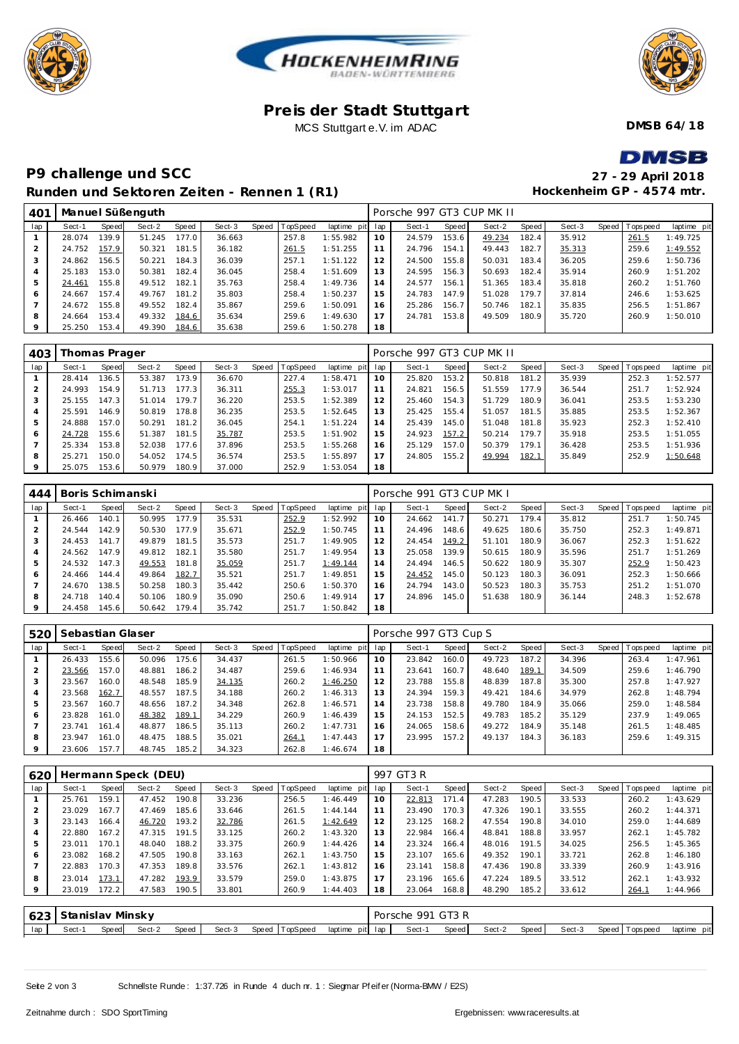# Preis der Stadt Stuttgart

MCS Stuttgart e.V. im ADAC

**DMSB 64/18**

## P9 challenge und SCC

**27 - 29 April 2018**

### Runden und Sektoren Zeiten - Rennen 1 (R1)

**Hockenheim GP - 4574 mtr.**

| 401 | Manuel Süßenguth | | | | | | | | Porsche 997 GT3 CUP MK II | | | | | | | | |
|---|---|---|---|---|---|---|---|---|---|---|---|---|---|---|---|---|---|
| lap | Sect-1 | Speed | Sect-2 | Speed | Sect-3 | Speed | TopSpeed | laptime pit | lap | Sect-1 | Speed | Sect-2 | Speed | Sect-3 | Speed | Topspeed | laptime pit |
| 1 | 28.074 | 139.9 | 51.245 | 177.0 | 36.663 | | 257.8 | 1:55.982 | 10 | 24.579 | 153.6 | 49.234 | 182.4 | 35.912 | | 261.5 | 1:49.725 |
| 2 | 24.752 | 157.9 | 50.321 | 181.5 | 36.182 | | 261.5 | 1:51.255 | 11 | 24.796 | 154.1 | 49.443 | 182.7 | 35.313 | | 259.6 | 1:49.552 |
| 3 | 24.862 | 156.5 | 50.221 | 184.3 | 36.039 | | 257.1 | 1:51.122 | 12 | 24.500 | 155.8 | 50.031 | 183.4 | 36.205 | | 259.6 | 1:50.736 |
| 4 | 25.183 | 153.0 | 50.381 | 182.4 | 36.045 | | 258.4 | 1:51.609 | 13 | 24.595 | 156.3 | 50.693 | 182.4 | 35.914 | | 260.9 | 1:51.202 |
| 5 | 24.461 | 155.8 | 49.512 | 182.1 | 35.763 | | 258.4 | 1:49.736 | 14 | 24.577 | 156.1 | 51.365 | 183.4 | 35.818 | | 260.2 | 1:51.760 |
| 6 | 24.667 | 157.4 | 49.767 | 181.2 | 35.803 | | 258.4 | 1:50.237 | 15 | 24.783 | 147.9 | 51.028 | 179.7 | 37.814 | | 246.6 | 1:53.625 |
| 7 | 24.672 | 155.8 | 49.552 | 182.4 | 35.867 | | 259.6 | 1:50.091 | 16 | 25.286 | 156.7 | 50.746 | 182.1 | 35.835 | | 256.5 | 1:51.867 |
| 8 | 24.664 | 153.4 | 49.332 | 184.6 | 35.634 | | 259.6 | 1:49.630 | 17 | 24.781 | 153.8 | 49.509 | 180.9 | 35.720 | | 260.9 | 1:50.010 |
| 9 | 25.250 | 153.4 | 49.390 | 184.6 | 35.638 | | 259.6 | 1:50.278 | 18 | | | | | | | | |

| 403 | Thomas Prager | | | | | | | | Porsche 997 GT3 CUP MK II | | | | | | | | |
|---|---|---|---|---|---|---|---|---|---|---|---|---|---|---|---|---|---|
| lap | Sect-1 | Speed | Sect-2 | Speed | Sect-3 | Speed | TopSpeed | laptime pit | lap | Sect-1 | Speed | Sect-2 | Speed | Sect-3 | Speed | Topspeed | laptime pit |
| 1 | 28.414 | 136.5 | 53.387 | 173.9 | 36.670 | | 227.4 | 1:58.471 | 10 | 25.820 | 153.2 | 50.818 | 181.2 | 35.939 | | 252.3 | 1:52.577 |
| 2 | 24.993 | 154.9 | 51.713 | 177.3 | 36.311 | | 255.3 | 1:53.017 | 11 | 24.821 | 156.5 | 51.559 | 177.9 | 36.544 | | 251.7 | 1:52.924 |
| 3 | 25.155 | 147.3 | 51.014 | 179.7 | 36.220 | | 253.5 | 1:52.389 | 12 | 25.460 | 154.3 | 51.729 | 180.9 | 36.041 | | 253.5 | 1:53.230 |
| 4 | 25.591 | 146.9 | 50.819 | 178.8 | 36.235 | | 253.5 | 1:52.645 | 13 | 25.425 | 155.4 | 51.057 | 181.5 | 35.885 | | 253.5 | 1:52.367 |
| 5 | 24.888 | 157.0 | 50.291 | 181.2 | 36.045 | | 254.1 | 1:51.224 | 14 | 25.439 | 145.0 | 51.048 | 181.8 | 35.923 | | 252.3 | 1:52.410 |
| 6 | 24.728 | 155.6 | 51.387 | 181.5 | 35.787 | | 253.5 | 1:51.902 | 15 | 24.923 | 157.2 | 50.214 | 179.7 | 35.918 | | 253.5 | 1:51.055 |
| 7 | 25.334 | 153.8 | 52.038 | 177.6 | 37.896 | | 253.5 | 1:55.268 | 16 | 25.129 | 157.0 | 50.379 | 179.1 | 36.428 | | 253.5 | 1:51.936 |
| 8 | 25.271 | 150.0 | 54.052 | 174.5 | 36.574 | | 253.5 | 1:55.897 | 17 | 24.805 | 155.2 | 49.994 | 182.1 | 35.849 | | 252.9 | 1:50.648 |
| 9 | 25.075 | 153.6 | 50.979 | 180.9 | 37.000 | | 252.9 | 1:53.054 | 18 | | | | | | | | |

| 444 | Boris Schimanski | | | | | | | | Porsche 991 GT3 CUP MK I | | | | | | | | |
|---|---|---|---|---|---|---|---|---|---|---|---|---|---|---|---|---|---|
| lap | Sect-1 | Speed | Sect-2 | Speed | Sect-3 | Speed | TopSpeed | laptime pit | lap | Sect-1 | Speed | Sect-2 | Speed | Sect-3 | Speed | Topspeed | laptime pit |
| 1 | 26.466 | 140.1 | 50.995 | 177.9 | 35.531 | | 252.9 | 1:52.992 | 10 | 24.662 | 141.7 | 50.271 | 179.4 | 35.812 | | 251.7 | 1:50.745 |
| 2 | 24.544 | 142.9 | 50.530 | 177.9 | 35.671 | | 252.9 | 1:50.745 | 11 | 24.496 | 148.6 | 49.625 | 180.6 | 35.750 | | 252.3 | 1:49.871 |
| 3 | 24.453 | 141.7 | 49.879 | 181.5 | 35.573 | | 251.7 | 1:49.905 | 12 | 24.454 | 149.2 | 51.101 | 180.9 | 36.067 | | 252.3 | 1:51.622 |
| 4 | 24.562 | 147.9 | 49.812 | 182.1 | 35.580 | | 251.7 | 1:49.954 | 13 | 25.058 | 139.9 | 50.615 | 180.9 | 35.596 | | 251.7 | 1:51.269 |
| 5 | 24.532 | 147.3 | 49.553 | 181.8 | 35.059 | | 251.7 | 1:49.144 | 14 | 24.494 | 146.5 | 50.622 | 180.9 | 35.307 | | 252.9 | 1:50.423 |
| 6 | 24.466 | 144.4 | 49.864 | 182.7 | 35.521 | | 251.7 | 1:49.851 | 15 | 24.452 | 145.0 | 50.123 | 180.3 | 36.091 | | 252.3 | 1:50.666 |
| 7 | 24.670 | 138.5 | 50.258 | 180.3 | 35.442 | | 250.6 | 1:50.370 | 16 | 24.794 | 143.0 | 50.523 | 180.3 | 35.753 | | 251.2 | 1:51.070 |
| 8 | 24.718 | 140.4 | 50.106 | 180.9 | 35.090 | | 250.6 | 1:49.914 | 17 | 24.896 | 145.0 | 51.638 | 180.9 | 36.144 | | 248.3 | 1:52.678 |
| 9 | 24.458 | 145.6 | 50.642 | 179.4 | 35.742 | | 251.7 | 1:50.842 | 18 | | | | | | | | |

| 520 | Sebastian Glaser | | | | | | | | Porsche 997 GT3 Cup S | | | | | | | | |
|---|---|---|---|---|---|---|---|---|---|---|---|---|---|---|---|---|---|
| lap | Sect-1 | Speed | Sect-2 | Speed | Sect-3 | Speed | TopSpeed | laptime pit | lap | Sect-1 | Speed | Sect-2 | Speed | Sect-3 | Speed | Topspeed | laptime pit |
| 1 | 26.433 | 155.6 | 50.096 | 175.6 | 34.437 | | 261.5 | 1:50.966 | 10 | 23.842 | 160.0 | 49.723 | 187.2 | 34.396 | | 263.4 | 1:47.961 |
| 2 | 23.566 | 157.0 | 48.881 | 186.2 | 34.487 | | 259.6 | 1:46.934 | 11 | 23.641 | 160.7 | 48.640 | 189.1 | 34.509 | | 259.6 | 1:46.790 |
| 3 | 23.567 | 160.0 | 48.548 | 185.9 | 34.135 | | 260.2 | 1:46.250 | 12 | 23.788 | 155.8 | 48.839 | 187.8 | 35.300 | | 257.8 | 1:47.927 |
| 4 | 23.568 | 162.7 | 48.557 | 187.5 | 34.188 | | 260.2 | 1:46.313 | 13 | 24.394 | 159.3 | 49.421 | 184.6 | 34.979 | | 262.8 | 1:48.794 |
| 5 | 23.567 | 160.7 | 48.656 | 187.2 | 34.348 | | 262.8 | 1:46.571 | 14 | 23.738 | 158.8 | 49.780 | 184.9 | 35.066 | | 259.0 | 1:48.584 |
| 6 | 23.828 | 161.0 | 48.382 | 189.1 | 34.229 | | 260.9 | 1:46.439 | 15 | 24.153 | 152.5 | 49.783 | 185.2 | 35.129 | | 237.9 | 1:49.065 |
| 7 | 23.741 | 161.4 | 48.877 | 186.5 | 35.113 | | 260.2 | 1:47.731 | 16 | 24.065 | 158.6 | 49.272 | 184.9 | 35.148 | | 261.5 | 1:48.485 |
| 8 | 23.947 | 161.0 | 48.475 | 188.5 | 35.021 | | 264.1 | 1:47.443 | 17 | 23.995 | 157.2 | 49.137 | 184.3 | 36.183 | | 259.6 | 1:49.315 |
| 9 | 23.606 | 157.7 | 48.745 | 185.2 | 34.323 | | 262.8 | 1:46.674 | 18 | | | | | | | | |

| 620 | Hermann Speck (DEU) | | | | | | | | 997 GT3 R | | | | | | | | |
|---|---|---|---|---|---|---|---|---|---|---|---|---|---|---|---|---|---|
| lap | Sect-1 | Speed | Sect-2 | Speed | Sect-3 | Speed | TopSpeed | laptime pit | lap | Sect-1 | Speed | Sect-2 | Speed | Sect-3 | Speed | Topspeed | laptime pit |
| 1 | 25.761 | 159.1 | 47.452 | 190.8 | 33.236 | | 256.5 | 1:46.449 | 10 | 22.813 | 171.4 | 47.283 | 190.5 | 33.533 | | 260.2 | 1:43.629 |
| 2 | 23.029 | 167.7 | 47.469 | 185.6 | 33.646 | | 261.5 | 1:44.144 | 11 | 23.490 | 170.3 | 47.326 | 190.1 | 33.555 | | 260.2 | 1:44.371 |
| 3 | 23.143 | 166.4 | 46.720 | 193.2 | 32.786 | | 261.5 | 1:42.649 | 12 | 23.125 | 168.2 | 47.554 | 190.8 | 34.010 | | 259.0 | 1:44.689 |
| 4 | 22.880 | 167.2 | 47.315 | 191.5 | 33.125 | | 260.2 | 1:43.320 | 13 | 22.984 | 166.4 | 48.841 | 188.8 | 33.957 | | 262.1 | 1:45.782 |
| 5 | 23.011 | 170.1 | 48.040 | 188.2 | 33.375 | | 260.9 | 1:44.426 | 14 | 23.324 | 166.4 | 48.016 | 191.5 | 34.025 | | 256.5 | 1:45.365 |
| 6 | 23.082 | 168.2 | 47.505 | 190.8 | 33.163 | | 262.1 | 1:43.750 | 15 | 23.107 | 165.6 | 49.352 | 190.1 | 33.721 | | 262.8 | 1:46.180 |
| 7 | 22.883 | 170.3 | 47.353 | 189.8 | 33.576 | | 262.1 | 1:43.812 | 16 | 23.141 | 158.8 | 47.436 | 190.8 | 33.339 | | 260.9 | 1:43.916 |
| 8 | 23.014 | 173.1 | 47.282 | 193.9 | 33.579 | | 259.0 | 1:43.875 | 17 | 23.196 | 165.6 | 47.224 | 189.5 | 33.512 | | 262.1 | 1:43.932 |
| 9 | 23.019 | 172.2 | 47.583 | 190.5 | 33.801 | | 260.9 | 1:44.403 | 18 | 23.064 | 168.8 | 48.290 | 185.2 | 33.612 | | 264.1 | 1:44.966 |

| 623 | Stanislav Minsky | | | | | | | | Porsche 991 GT3 R | | | | | | | | |
|---|---|---|---|---|---|---|---|---|---|---|---|---|---|---|---|---|---|
| lap | Sect-1 | Speed | Sect-2 | Speed | Sect-3 | Speed | TopSpeed | laptime pit | lap | Sect-1 | Speed | Sect-2 | Speed | Sect-3 | Speed | Topspeed | laptime pit |

Schnellste Runde : 1:37.726 in Runde 4 duch nr. 1 : Siegmar Pfeifer (Norma-BMW / E2S)

Zeitnahme durch : SDO SportTiming

Ergebnissen: www.raceresults.at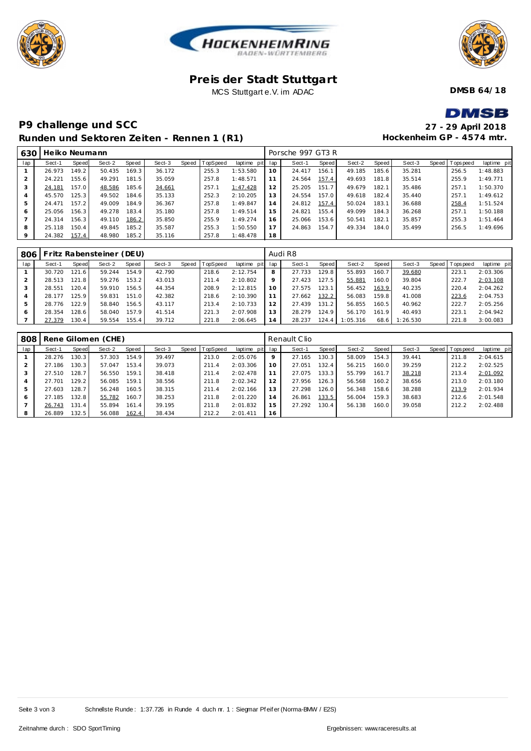# Preis der Stadt Stuttgart

MCS Stuttgart e.V. im ADAC

**DMSB 64/18**

## P9 challenge und SCC

**27 - 29 April 2018**

### Runden und Sektoren Zeiten - Rennen 1 (R1)

**Hockenheim GP - 4574 mtr.**

| 630 | Heiko Neumann | | | | | | | | Porsche 997 GT3 R | | | | | | | | |
|---|---|---|---|---|---|---|---|---|---|---|---|---|---|---|---|---|---|
| lap | Sect-1 | Speed | Sect-2 | Speed | Sect-3 | Speed | TopSpeed | laptime pit | lap | Sect-1 | Speed | Sect-2 | Speed | Sect-3 | Speed | Topspeed | laptime pit |
| 1 | 26.973 | 149.2 | 50.435 | 169.3 | 36.172 | | 255.3 | 1:53.580 | 10 | 24.417 | 156.1 | 49.185 | 185.6 | 35.281 | | 256.5 | 1:48.883 |
| 2 | 24.221 | 155.6 | 49.291 | 181.5 | 35.059 | | 257.8 | 1:48.571 | 11 | 24.564 | 157.4 | 49.693 | 181.8 | 35.514 | | 255.9 | 1:49.771 |
| 3 | 24.181 | 157.0 | 48.586 | 185.6 | 34.661 | | 257.1 | 1:47.428 | 12 | 25.205 | 151.7 | 49.679 | 182.1 | 35.486 | | 257.1 | 1:50.370 |
| 4 | 45.570 | 125.3 | 49.502 | 184.6 | 35.133 | | 252.3 | 2:10.205 | 13 | 24.554 | 157.0 | 49.618 | 182.4 | 35.440 | | 257.1 | 1:49.612 |
| 5 | 24.471 | 157.2 | 49.009 | 184.9 | 36.367 | | 257.8 | 1:49.847 | 14 | 24.812 | 157.4 | 50.024 | 183.1 | 36.688 | | 258.4 | 1:51.524 |
| 6 | 25.056 | 156.3 | 49.278 | 183.4 | 35.180 | | 257.8 | 1:49.514 | 15 | 24.821 | 155.4 | 49.099 | 184.3 | 36.268 | | 257.1 | 1:50.188 |
| 7 | 24.314 | 156.3 | 49.110 | 186.2 | 35.850 | | 255.9 | 1:49.274 | 16 | 25.066 | 153.6 | 50.541 | 182.1 | 35.857 | | 255.3 | 1:51.464 |
| 8 | 25.118 | 150.4 | 49.845 | 185.2 | 35.587 | | 255.3 | 1:50.550 | 17 | 24.863 | 154.7 | 49.334 | 184.0 | 35.499 | | 256.5 | 1:49.696 |
| 9 | 24.382 | 157.4 | 48.980 | 185.2 | 35.116 | | 257.8 | 1:48.478 | 18 | | | | | | | | |

| 806 | Fritz Rabensteiner (DEU) | | | | | | | | Audi R8 | | | | | | | | |
|---|---|---|---|---|---|---|---|---|---|---|---|---|---|---|---|---|---|
| lap | Sect-1 | Speed | Sect-2 | Speed | Sect-3 | Speed | TopSpeed | laptime pit | lap | Sect-1 | Speed | Sect-2 | Speed | Sect-3 | Speed | Topspeed | laptime pit |
| 1 | 30.720 | 121.6 | 59.244 | 154.9 | 42.790 | | 218.6 | 2:12.754 | 8 | 27.733 | 129.8 | 55.893 | 160.7 | 39.680 | | 223.1 | 2:03.306 |
| 2 | 28.513 | 121.8 | 59.276 | 153.2 | 43.013 | | 211.4 | 2:10.802 | 9 | 27.423 | 127.5 | 55.881 | 160.0 | 39.804 | | 222.7 | 2:03.108 |
| 3 | 28.551 | 120.4 | 59.910 | 156.5 | 44.354 | | 208.9 | 2:12.815 | 10 | 27.575 | 123.1 | 56.452 | 163.9 | 40.235 | | 220.4 | 2:04.262 |
| 4 | 28.177 | 125.9 | 59.831 | 151.0 | 42.382 | | 218.6 | 2:10.390 | 11 | 27.662 | 132.2 | 56.083 | 159.8 | 41.008 | | 223.6 | 2:04.753 |
| 5 | 28.776 | 122.9 | 58.840 | 156.5 | 43.117 | | 213.4 | 2:10.733 | 12 | 27.439 | 131.2 | 56.855 | 160.5 | 40.962 | | 222.7 | 2:05.256 |
| 6 | 28.354 | 128.6 | 58.040 | 157.9 | 41.514 | | 221.3 | 2:07.908 | 13 | 28.279 | 124.9 | 56.170 | 161.9 | 40.493 | | 223.1 | 2:04.942 |
| 7 | 27.379 | 130.4 | 59.554 | 155.4 | 39.712 | | 221.8 | 2:06.645 | 14 | 28.237 | 124.4 | 1:05.316 | 68.6 | 1:26.530 | | 221.8 | 3:00.083 |

| 808 | Rene Gilomen (CHE) | | | | | | | | Renault Clio | | | | | | | | |
|---|---|---|---|---|---|---|---|---|---|---|---|---|---|---|---|---|---|
| lap | Sect-1 | Speed | Sect-2 | Speed | Sect-3 | Speed | TopSpeed | laptime pit | lap | Sect-1 | Speed | Sect-2 | Speed | Sect-3 | Speed | Topspeed | laptime pit |
| 1 | 28.276 | 130.3 | 57.303 | 154.9 | 39.497 | | 213.0 | 2:05.076 | 9 | 27.165 | 130.3 | 58.009 | 154.3 | 39.441 | | 211.8 | 2:04.615 |
| 2 | 27.186 | 130.3 | 57.047 | 153.4 | 39.073 | | 211.4 | 2:03.306 | 10 | 27.051 | 132.4 | 56.215 | 160.0 | 39.259 | | 212.2 | 2:02.525 |
| 3 | 27.510 | 128.7 | 56.550 | 159.1 | 38.418 | | 211.4 | 2:02.478 | 11 | 27.075 | 133.3 | 55.799 | 161.7 | 38.218 | | 213.4 | 2:01.092 |
| 4 | 27.701 | 129.2 | 56.085 | 159.1 | 38.556 | | 211.8 | 2:02.342 | 12 | 27.956 | 126.3 | 56.568 | 160.2 | 38.656 | | 213.0 | 2:03.180 |
| 5 | 27.603 | 128.7 | 56.248 | 160.5 | 38.315 | | 211.4 | 2:02.166 | 13 | 27.298 | 126.0 | 56.348 | 158.6 | 38.288 | | 213.9 | 2:01.934 |
| 6 | 27.185 | 132.8 | 55.782 | 160.7 | 38.253 | | 211.8 | 2:01.220 | 14 | 26.861 | 133.5 | 56.004 | 159.3 | 38.683 | | 212.6 | 2:01.548 |
| 7 | 26.743 | 131.4 | 55.894 | 161.4 | 39.195 | | 211.8 | 2:01.832 | 15 | 27.292 | 130.4 | 56.138 | 160.0 | 39.058 | | 212.2 | 2:02.488 |
| 8 | 26.889 | 132.5 | 56.088 | 162.4 | 38.434 | | 212.2 | 2:01.411 | 16 | | | | | | | | |

Schnellste Runde : 1:37.726 in Runde 4 duch nr. 1 : Siegmar Pfeifer (Norma-BMW / E2S)

Zeitnahme durch : SDO SportTiming

Ergebnissen: www.raceresults.at